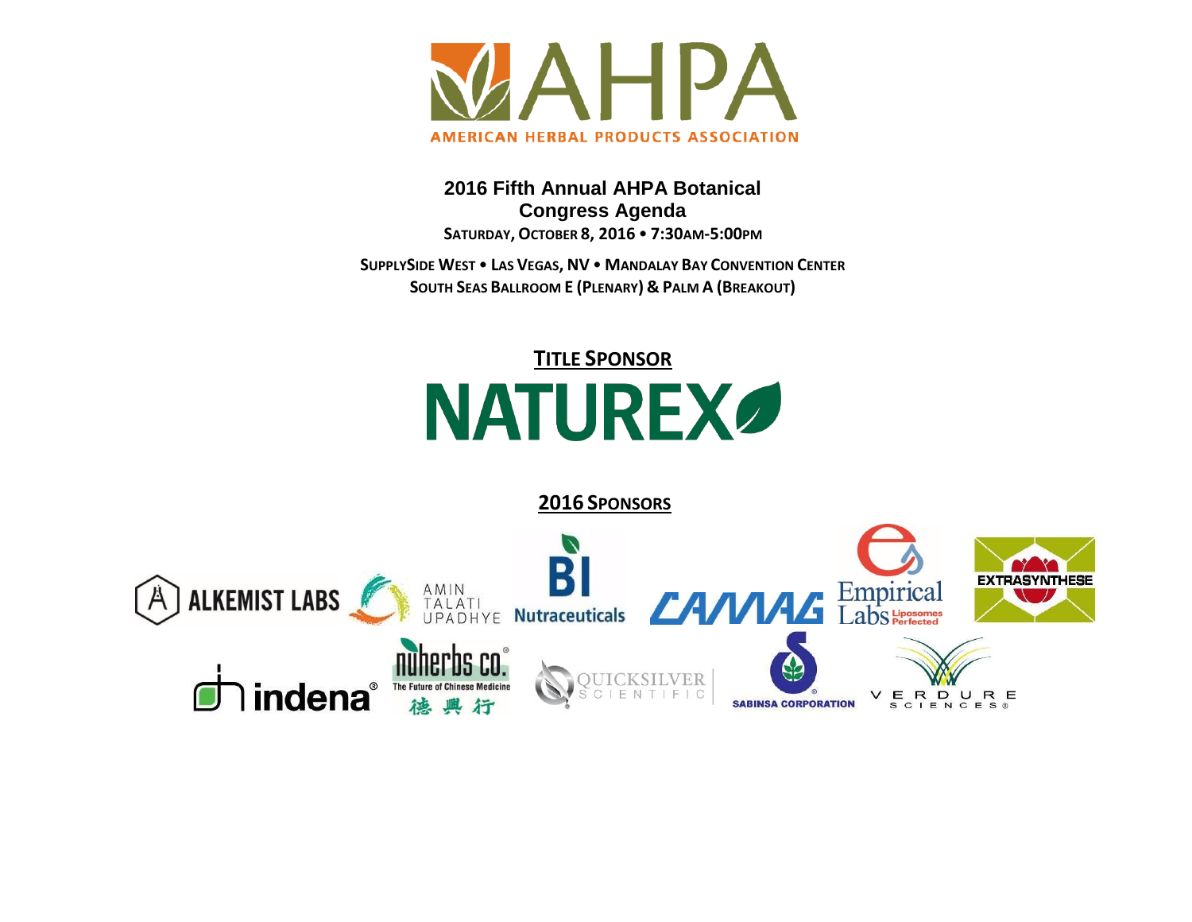AHPA

AMERICAN HERBAL PRODUCTS ASSOCIATION

# 2016 Fifth Annual AHPA Botanical Congress Agenda

**SATURDAY, OCTOBER 8, 2016 • 7:30AM-5:00PM**

**SUPPLYSIDE WEST • LAS VEGAS, NV • MANDALAY BAY CONVENTION CENTER**
**SOUTH SEAS BALLROOM E (PLENARY) & PALM A (BREAKOUT)**

## TITLE SPONSOR

NATUREX

## 2016 SPONSORS

ALKEMIST LABS

AMIN TALATI UPADHYE

BI Nutraceuticals

CAMAG

Empirical Labs Liposomes Perfected

EXTRASYNTHESE

indena®

nuherbs co.® The Future of Chinese Medicine 德興行

QUICKSILVER SCIENTIFIC

SABINSA CORPORATION

VERDURE SCIENCES®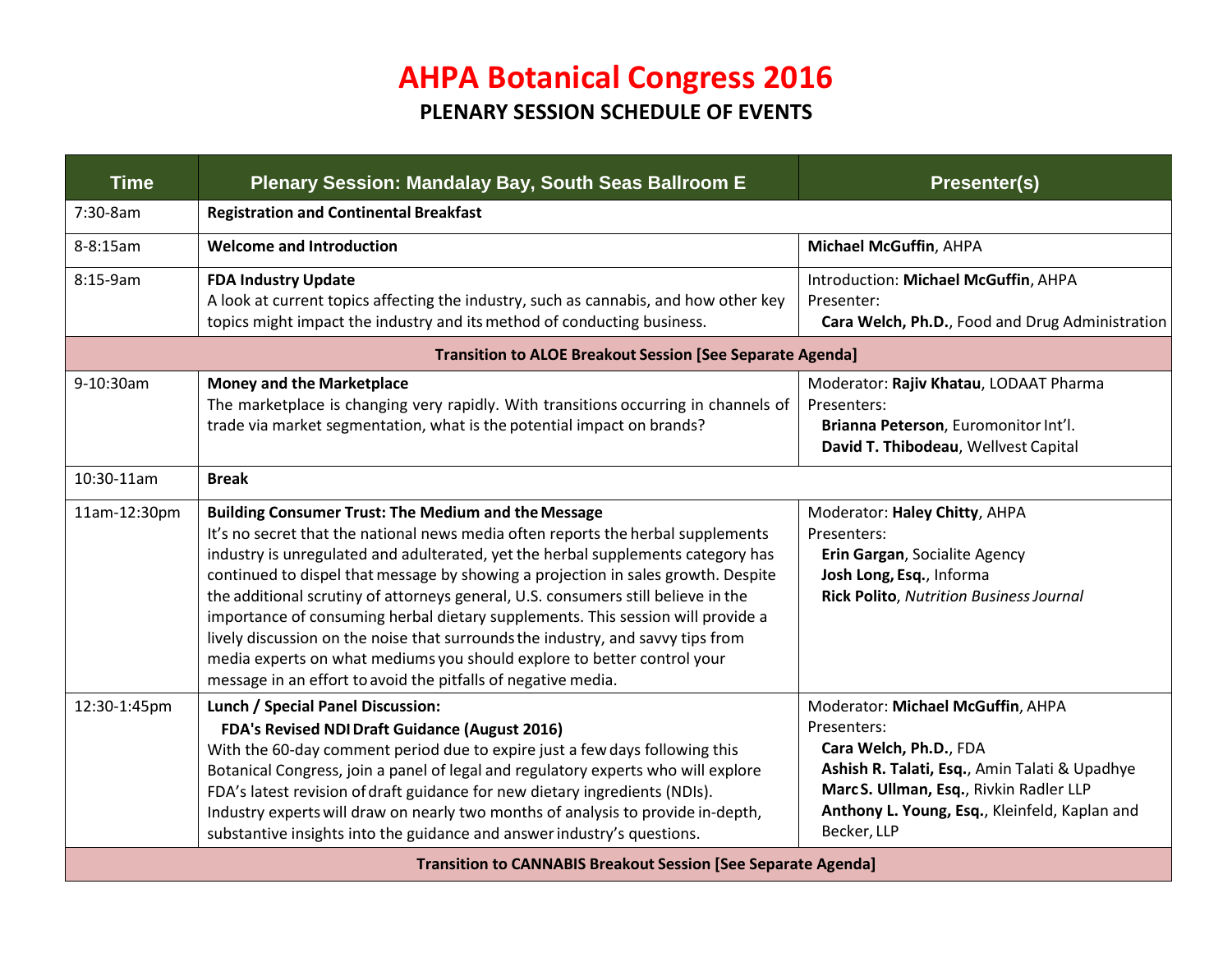# AHPA Botanical Congress 2016

## PLENARY SESSION SCHEDULE OF EVENTS

| Time | Plenary Session: Mandalay Bay, South Seas Ballroom E | Presenter(s) |
|---|---|---|
| 7:30-8am | **Registration and Continental Breakfast** | |
| 8-8:15am | **Welcome and Introduction** | **Michael McGuffin**, AHPA |
| 8:15-9am | **FDA Industry Update**<br>A look at current topics affecting the industry, such as cannabis, and how other key topics might impact the industry and its method of conducting business. | Introduction: **Michael McGuffin**, AHPA<br>Presenter:<br>**Cara Welch, Ph.D.**, Food and Drug Administration |
| **Transition to ALOE Breakout Session [See Separate Agenda]** | | |
| 9-10:30am | **Money and the Marketplace**<br>The marketplace is changing very rapidly. With transitions occurring in channels of trade via market segmentation, what is the potential impact on brands? | Moderator: **Rajiv Khatau**, LODAAT Pharma<br>Presenters:<br>**Brianna Peterson**, Euromonitor Int'l.<br>**David T. Thibodeau**, Wellvest Capital |
| 10:30-11am | **Break** | |
| 11am-12:30pm | **Building Consumer Trust: The Medium and the Message**<br>It's no secret that the national news media often reports the herbal supplements industry is unregulated and adulterated, yet the herbal supplements category has continued to dispel that message by showing a projection in sales growth. Despite the additional scrutiny of attorneys general, U.S. consumers still believe in the importance of consuming herbal dietary supplements. This session will provide a lively discussion on the noise that surrounds the industry, and savvy tips from media experts on what mediums you should explore to better control your message in an effort to avoid the pitfalls of negative media. | Moderator: **Haley Chitty**, AHPA<br>Presenters:<br>**Erin Gargan**, Socialite Agency<br>**Josh Long, Esq.**, Informa<br>**Rick Polito**, *Nutrition Business Journal* |
| 12:30-1:45pm | **Lunch / Special Panel Discussion:**<br>**FDA's Revised NDI Draft Guidance (August 2016)**<br>With the 60-day comment period due to expire just a few days following this Botanical Congress, join a panel of legal and regulatory experts who will explore FDA's latest revision of draft guidance for new dietary ingredients (NDIs). Industry experts will draw on nearly two months of analysis to provide in-depth, substantive insights into the guidance and answer industry's questions. | Moderator: **Michael McGuffin**, AHPA<br>Presenters:<br>**Cara Welch, Ph.D.**, FDA<br>**Ashish R. Talati, Esq.**, Amin Talati & Upadhye<br>**Marc S. Ullman, Esq.**, Rivkin Radler LLP<br>**Anthony L. Young, Esq.**, Kleinfeld, Kaplan and Becker, LLP |
| **Transition to CANNABIS Breakout Session [See Separate Agenda]** | | |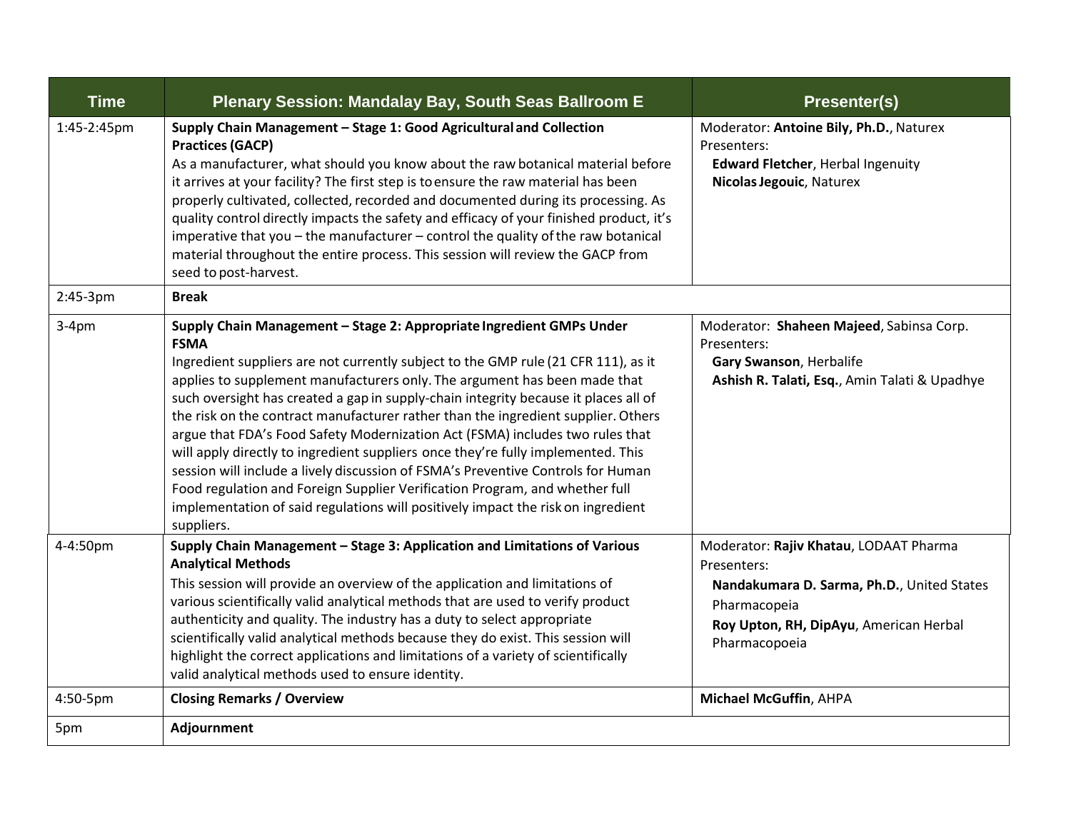| Time | Plenary Session: Mandalay Bay, South Seas Ballroom E | Presenter(s) |
|---|---|---|
| 1:45-2:45pm | **Supply Chain Management – Stage 1: Good Agricultural and Collection Practices (GACP)**<br>As a manufacturer, what should you know about the raw botanical material before it arrives at your facility? The first step is to ensure the raw material has been properly cultivated, collected, recorded and documented during its processing. As quality control directly impacts the safety and efficacy of your finished product, it's imperative that you – the manufacturer – control the quality of the raw botanical material throughout the entire process. This session will review the GACP from seed to post-harvest. | Moderator: **Antoine Bily, Ph.D.**, Naturex<br>Presenters:<br>**Edward Fletcher**, Herbal Ingenuity<br>**Nicolas Jegouic**, Naturex |
| 2:45-3pm | **Break** | |
| 3-4pm | **Supply Chain Management – Stage 2: Appropriate Ingredient GMPs Under FSMA**<br>Ingredient suppliers are not currently subject to the GMP rule (21 CFR 111), as it applies to supplement manufacturers only. The argument has been made that such oversight has created a gap in supply-chain integrity because it places all of the risk on the contract manufacturer rather than the ingredient supplier. Others argue that FDA's Food Safety Modernization Act (FSMA) includes two rules that will apply directly to ingredient suppliers once they're fully implemented. This session will include a lively discussion of FSMA's Preventive Controls for Human Food regulation and Foreign Supplier Verification Program, and whether full implementation of said regulations will positively impact the risk on ingredient suppliers. | Moderator: **Shaheen Majeed**, Sabinsa Corp.<br>Presenters:<br>**Gary Swanson**, Herbalife<br>**Ashish R. Talati, Esq.**, Amin Talati & Upadhye |
| 4-4:50pm | **Supply Chain Management – Stage 3: Application and Limitations of Various Analytical Methods**<br>This session will provide an overview of the application and limitations of various scientifically valid analytical methods that are used to verify product authenticity and quality. The industry has a duty to select appropriate scientifically valid analytical methods because they do exist. This session will highlight the correct applications and limitations of a variety of scientifically valid analytical methods used to ensure identity. | Moderator: **Rajiv Khatau**, LODAAT Pharma<br>Presenters:<br>**Nandakumara D. Sarma, Ph.D.**, United States Pharmacopeia<br>**Roy Upton, RH, DipAyu**, American Herbal Pharmacopoeia |
| 4:50-5pm | **Closing Remarks / Overview** | **Michael McGuffin**, AHPA |
| 5pm | **Adjournment** | |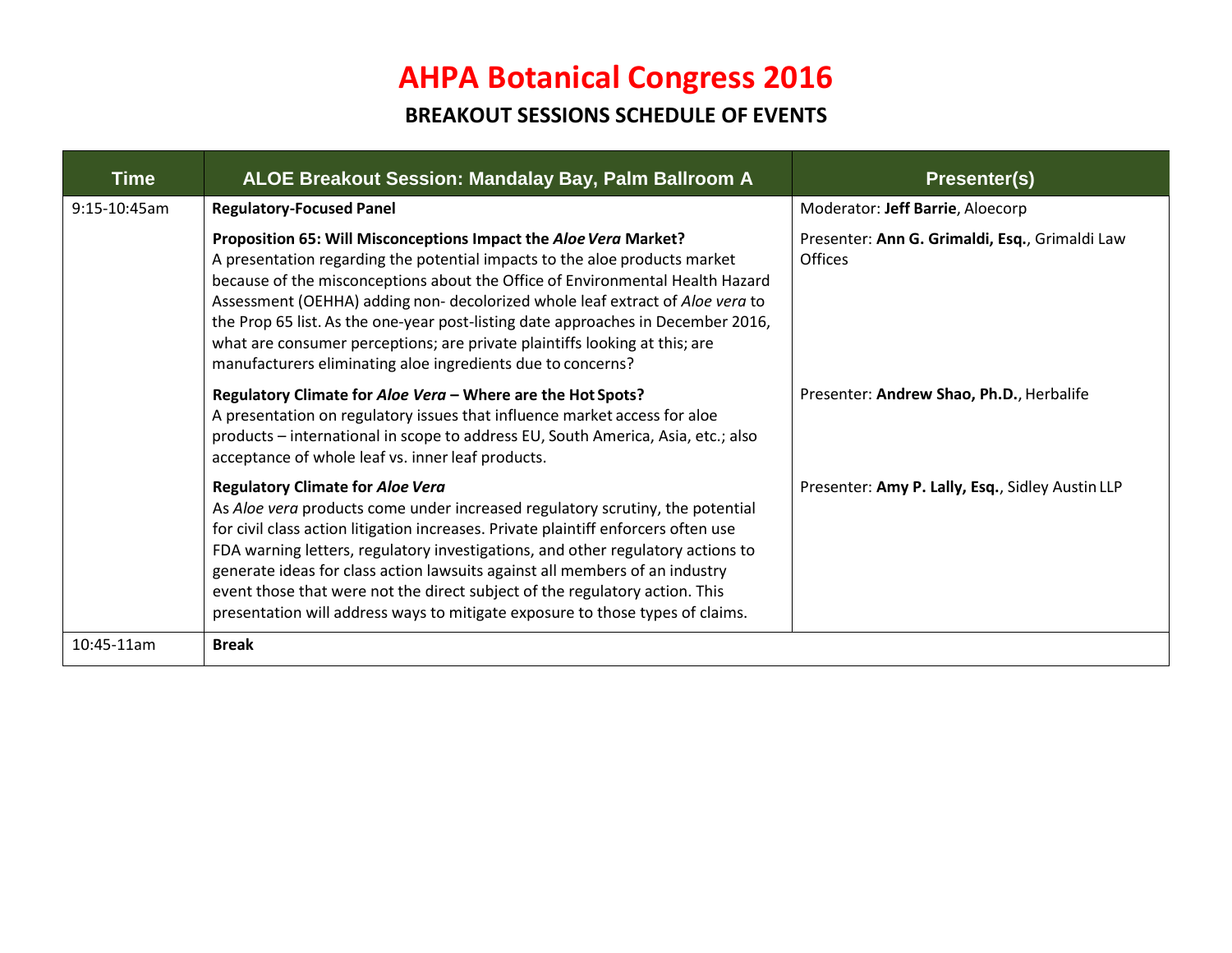# AHPA Botanical Congress 2016

## BREAKOUT SESSIONS SCHEDULE OF EVENTS

| Time | ALOE Breakout Session: Mandalay Bay, Palm Ballroom A | Presenter(s) |
|---|---|---|
| 9:15-10:45am | **Regulatory-Focused Panel** | Moderator: **Jeff Barrie**, Aloecorp |
| | **Proposition 65: Will Misconceptions Impact the *Aloe Vera* Market?** A presentation regarding the potential impacts to the aloe products market because of the misconceptions about the Office of Environmental Health Hazard Assessment (OEHHA) adding non- decolorized whole leaf extract of *Aloe vera* to the Prop 65 list. As the one-year post-listing date approaches in December 2016, what are consumer perceptions; are private plaintiffs looking at this; are manufacturers eliminating aloe ingredients due to concerns? | Presenter: **Ann G. Grimaldi, Esq.**, Grimaldi Law Offices |
| | **Regulatory Climate for *Aloe Vera* – Where are the Hot Spots?** A presentation on regulatory issues that influence market access for aloe products – international in scope to address EU, South America, Asia, etc.; also acceptance of whole leaf vs. inner leaf products. | Presenter: **Andrew Shao, Ph.D.**, Herbalife |
| | **Regulatory Climate for *Aloe Vera*** As *Aloe vera* products come under increased regulatory scrutiny, the potential for civil class action litigation increases. Private plaintiff enforcers often use FDA warning letters, regulatory investigations, and other regulatory actions to generate ideas for class action lawsuits against all members of an industry event those that were not the direct subject of the regulatory action. This presentation will address ways to mitigate exposure to those types of claims. | Presenter: **Amy P. Lally, Esq.**, Sidley Austin LLP |
| 10:45-11am | **Break** | |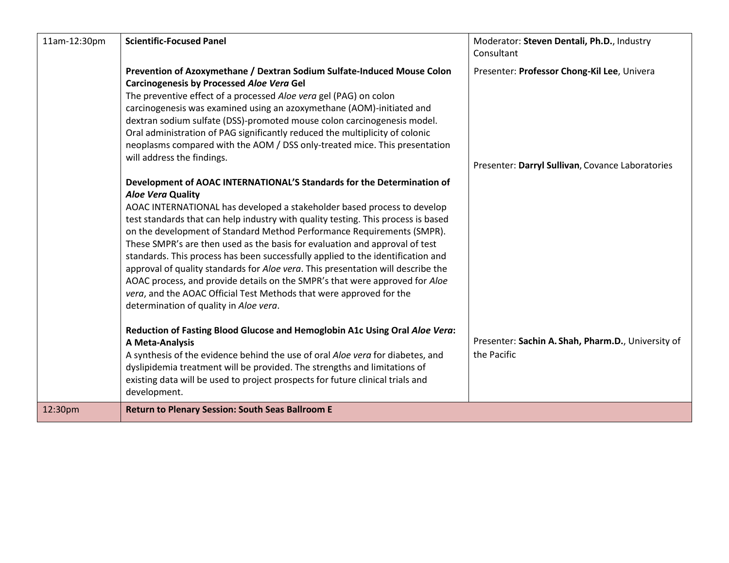| | | |
|---|---|---|
| 11am-12:30pm | **Scientific-Focused Panel** | Moderator: **Steven Dentali, Ph.D.**, Industry Consultant |
| | **Prevention of Azoxymethane / Dextran Sodium Sulfate-Induced Mouse Colon Carcinogenesis by Processed *Aloe Vera* Gel**<br>The preventive effect of a processed *Aloe vera* gel (PAG) on colon carcinogenesis was examined using an azoxymethane (AOM)-initiated and dextran sodium sulfate (DSS)-promoted mouse colon carcinogenesis model. Oral administration of PAG significantly reduced the multiplicity of colonic neoplasms compared with the AOM / DSS only-treated mice. This presentation will address the findings. | Presenter: **Professor Chong-Kil Lee**, Univera |
| | **Development of AOAC INTERNATIONAL'S Standards for the Determination of *Aloe Vera* Quality**<br>AOAC INTERNATIONAL has developed a stakeholder based process to develop test standards that can help industry with quality testing. This process is based on the development of Standard Method Performance Requirements (SMPR). These SMPR's are then used as the basis for evaluation and approval of test standards. This process has been successfully applied to the identification and approval of quality standards for *Aloe vera*. This presentation will describe the AOAC process, and provide details on the SMPR's that were approved for *Aloe vera*, and the AOAC Official Test Methods that were approved for the determination of quality in *Aloe vera*. | Presenter: **Darryl Sullivan**, Covance Laboratories |
| | **Reduction of Fasting Blood Glucose and Hemoglobin A1c Using Oral *Aloe Vera*: A Meta-Analysis**<br>A synthesis of the evidence behind the use of oral *Aloe vera* for diabetes, and dyslipidemia treatment will be provided. The strengths and limitations of existing data will be used to project prospects for future clinical trials and development. | Presenter: **Sachin A. Shah, Pharm.D.**, University of the Pacific |
| 12:30pm | **Return to Plenary Session: South Seas Ballroom E** | |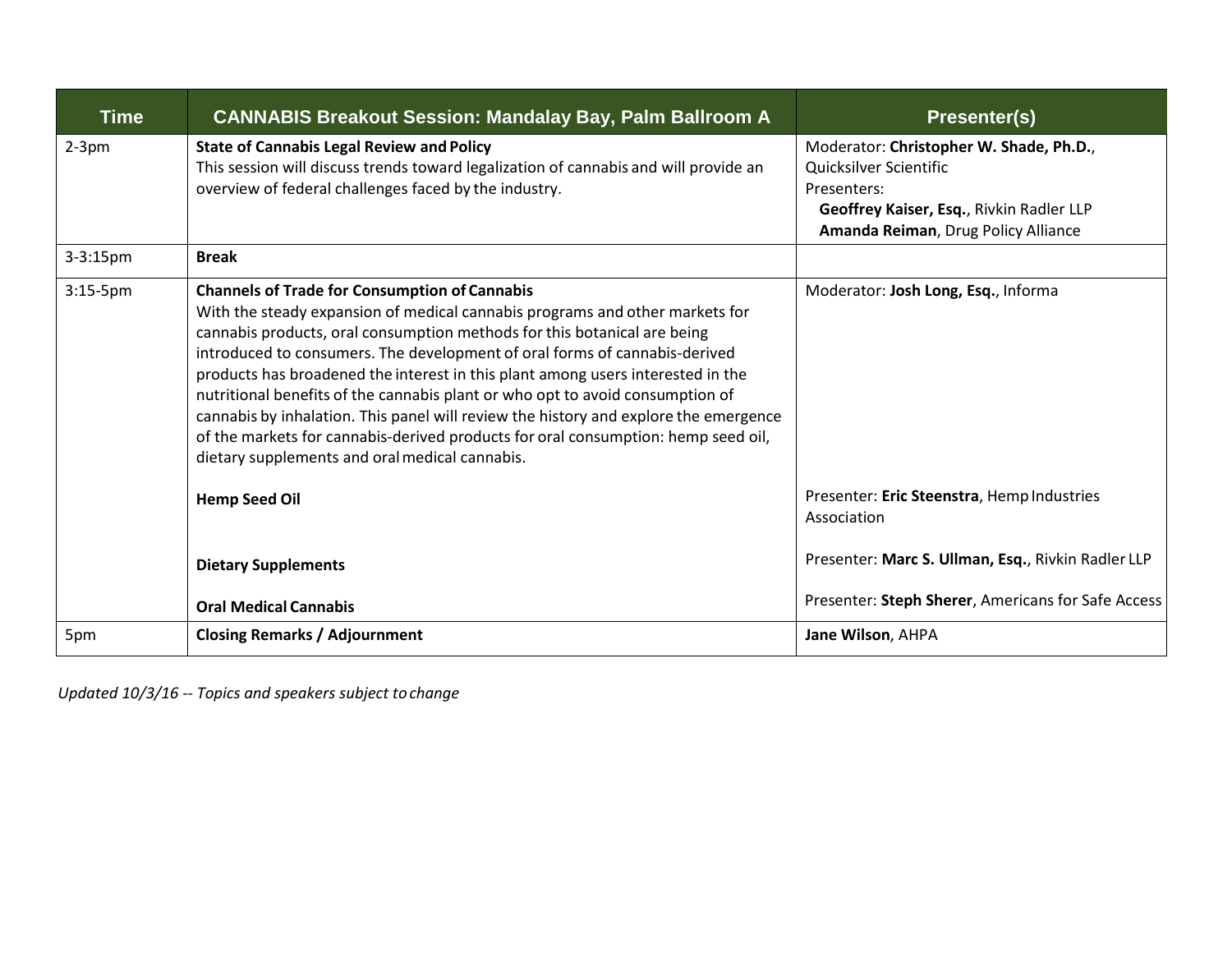| Time | CANNABIS Breakout Session: Mandalay Bay, Palm Ballroom A | Presenter(s) |
|---|---|---|
| 2-3pm | **State of Cannabis Legal Review and Policy**<br>This session will discuss trends toward legalization of cannabis and will provide an overview of federal challenges faced by the industry. | Moderator: **Christopher W. Shade, Ph.D.**, Quicksilver Scientific<br>Presenters:<br>**Geoffrey Kaiser, Esq.**, Rivkin Radler LLP<br>**Amanda Reiman**, Drug Policy Alliance |
| 3-3:15pm | **Break** | |
| 3:15-5pm | **Channels of Trade for Consumption of Cannabis**<br>With the steady expansion of medical cannabis programs and other markets for cannabis products, oral consumption methods for this botanical are being introduced to consumers. The development of oral forms of cannabis-derived products has broadened the interest in this plant among users interested in the nutritional benefits of the cannabis plant or who opt to avoid consumption of cannabis by inhalation. This panel will review the history and explore the emergence of the markets for cannabis-derived products for oral consumption: hemp seed oil, dietary supplements and oral medical cannabis.<br><br>**Hemp Seed Oil**<br><br>**Dietary Supplements**<br><br>**Oral Medical Cannabis** | Moderator: **Josh Long, Esq.**, Informa<br><br>Presenter: **Eric Steenstra**, Hemp Industries Association<br><br>Presenter: **Marc S. Ullman, Esq.**, Rivkin Radler LLP<br><br>Presenter: **Steph Sherer**, Americans for Safe Access |
| 5pm | **Closing Remarks / Adjournment** | **Jane Wilson**, AHPA |

*Updated 10/3/16 -- Topics and speakers subject to change*